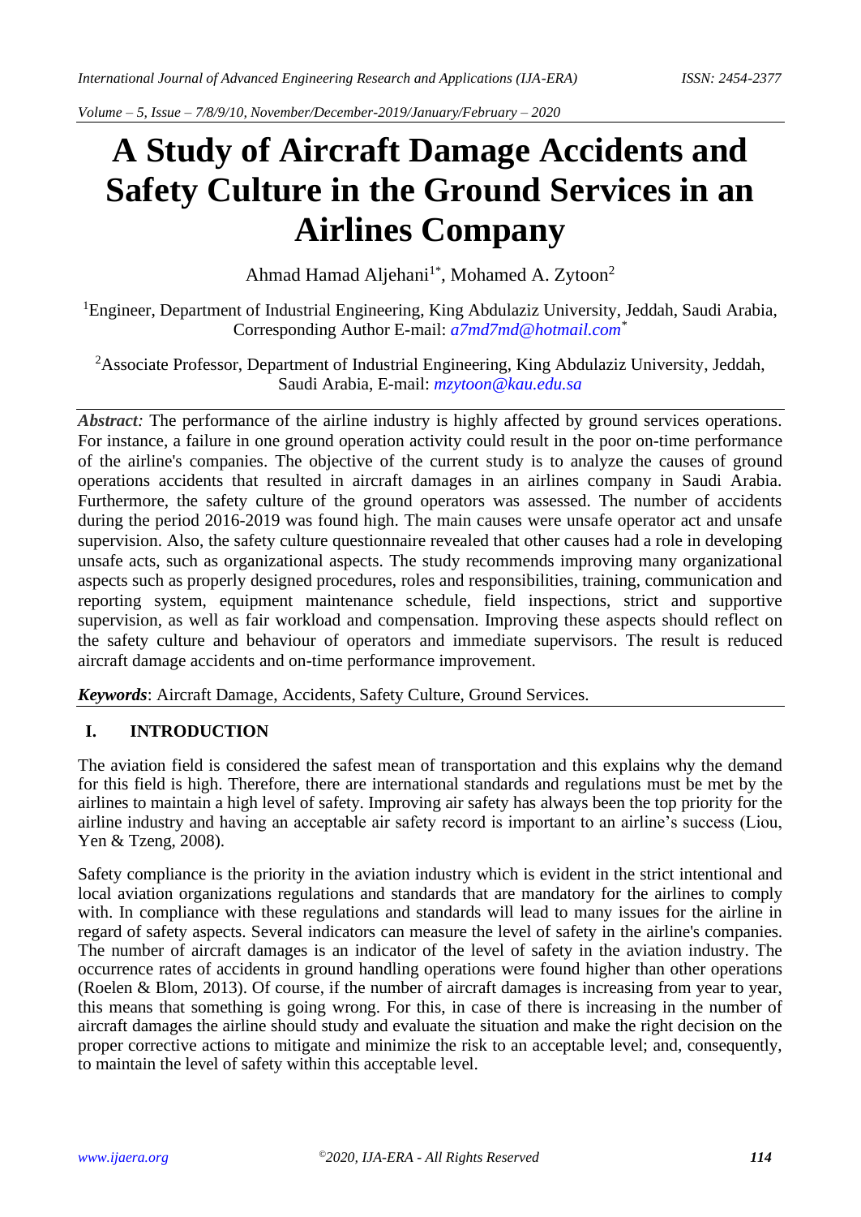# A Study of Aircraft Damage Accidents and Safety Culture in the Ground Services in an Airlines Company

Ahmad Hamad Aljehani[1*], Mohamed A. Zytoon[2]

[1]Engineer, Department of Industrial Engineering, King Abdulaziz University, Jeddah, Saudi Arabia, Corresponding Author E-mail: *a7md7md@hotmail.com*[*]

[2]Associate Professor, Department of Industrial Engineering, King Abdulaziz University, Jeddah, Saudi Arabia, E-mail: *mzytoon@kau.edu.sa*

***Abstract:*** The performance of the airline industry is highly affected by ground services operations. For instance, a failure in one ground operation activity could result in the poor on-time performance of the airline's companies. The objective of the current study is to analyze the causes of ground operations accidents that resulted in aircraft damages in an airlines company in Saudi Arabia. Furthermore, the safety culture of the ground operators was assessed. The number of accidents during the period 2016-2019 was found high. The main causes were unsafe operator act and unsafe supervision. Also, the safety culture questionnaire revealed that other causes had a role in developing unsafe acts, such as organizational aspects. The study recommends improving many organizational aspects such as properly designed procedures, roles and responsibilities, training, communication and reporting system, equipment maintenance schedule, field inspections, strict and supportive supervision, as well as fair workload and compensation. Improving these aspects should reflect on the safety culture and behaviour of operators and immediate supervisors. The result is reduced aircraft damage accidents and on-time performance improvement.

***Keywords***: Aircraft Damage, Accidents, Safety Culture, Ground Services.

## I. INTRODUCTION

The aviation field is considered the safest mean of transportation and this explains why the demand for this field is high. Therefore, there are international standards and regulations must be met by the airlines to maintain a high level of safety. Improving air safety has always been the top priority for the airline industry and having an acceptable air safety record is important to an airline's success (Liou, Yen & Tzeng, 2008).

Safety compliance is the priority in the aviation industry which is evident in the strict intentional and local aviation organizations regulations and standards that are mandatory for the airlines to comply with. In compliance with these regulations and standards will lead to many issues for the airline in regard of safety aspects. Several indicators can measure the level of safety in the airline's companies. The number of aircraft damages is an indicator of the level of safety in the aviation industry. The occurrence rates of accidents in ground handling operations were found higher than other operations (Roelen & Blom, 2013). Of course, if the number of aircraft damages is increasing from year to year, this means that something is going wrong. For this, in case of there is increasing in the number of aircraft damages the airline should study and evaluate the situation and make the right decision on the proper corrective actions to mitigate and minimize the risk to an acceptable level; and, consequently, to maintain the level of safety within this acceptable level.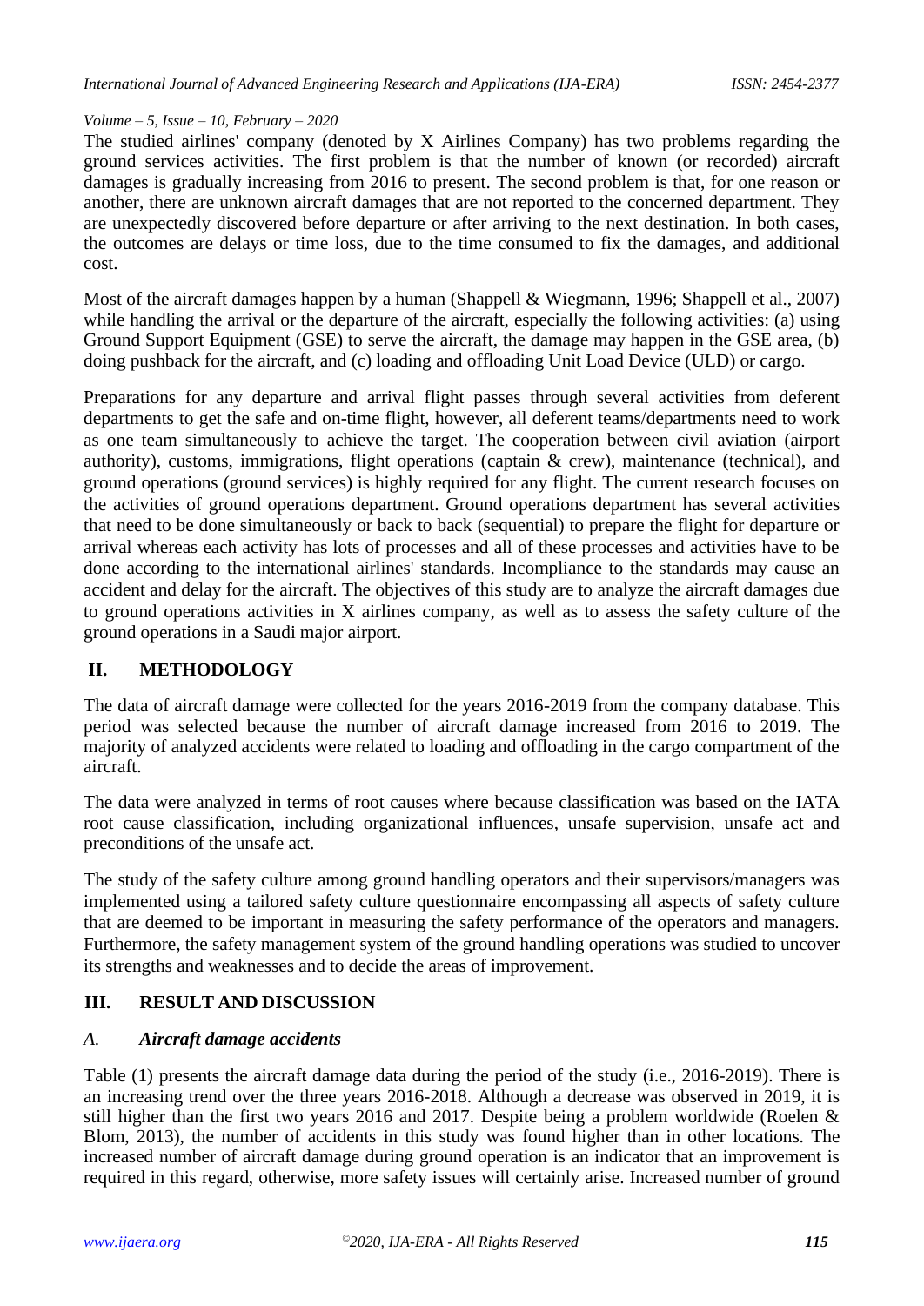The studied airlines' company (denoted by X Airlines Company) has two problems regarding the ground services activities. The first problem is that the number of known (or recorded) aircraft damages is gradually increasing from 2016 to present. The second problem is that, for one reason or another, there are unknown aircraft damages that are not reported to the concerned department. They are unexpectedly discovered before departure or after arriving to the next destination. In both cases, the outcomes are delays or time loss, due to the time consumed to fix the damages, and additional cost.

Most of the aircraft damages happen by a human (Shappell & Wiegmann, 1996; Shappell et al., 2007) while handling the arrival or the departure of the aircraft, especially the following activities: (a) using Ground Support Equipment (GSE) to serve the aircraft, the damage may happen in the GSE area, (b) doing pushback for the aircraft, and (c) loading and offloading Unit Load Device (ULD) or cargo.

Preparations for any departure and arrival flight passes through several activities from deferent departments to get the safe and on-time flight, however, all deferent teams/departments need to work as one team simultaneously to achieve the target. The cooperation between civil aviation (airport authority), customs, immigrations, flight operations (captain & crew), maintenance (technical), and ground operations (ground services) is highly required for any flight. The current research focuses on the activities of ground operations department. Ground operations department has several activities that need to be done simultaneously or back to back (sequential) to prepare the flight for departure or arrival whereas each activity has lots of processes and all of these processes and activities have to be done according to the international airlines' standards. Incompliance to the standards may cause an accident and delay for the aircraft. The objectives of this study are to analyze the aircraft damages due to ground operations activities in X airlines company, as well as to assess the safety culture of the ground operations in a Saudi major airport.

## II. METHODOLOGY

The data of aircraft damage were collected for the years 2016-2019 from the company database. This period was selected because the number of aircraft damage increased from 2016 to 2019. The majority of analyzed accidents were related to loading and offloading in the cargo compartment of the aircraft.

The data were analyzed in terms of root causes where because classification was based on the IATA root cause classification, including organizational influences, unsafe supervision, unsafe act and preconditions of the unsafe act.

The study of the safety culture among ground handling operators and their supervisors/managers was implemented using a tailored safety culture questionnaire encompassing all aspects of safety culture that are deemed to be important in measuring the safety performance of the operators and managers. Furthermore, the safety management system of the ground handling operations was studied to uncover its strengths and weaknesses and to decide the areas of improvement.

## III. RESULT AND DISCUSSION

### *A. Aircraft damage accidents*

Table (1) presents the aircraft damage data during the period of the study (i.e., 2016-2019). There is an increasing trend over the three years 2016-2018. Although a decrease was observed in 2019, it is still higher than the first two years 2016 and 2017. Despite being a problem worldwide (Roelen & Blom, 2013), the number of accidents in this study was found higher than in other locations. The increased number of aircraft damage during ground operation is an indicator that an improvement is required in this regard, otherwise, more safety issues will certainly arise. Increased number of ground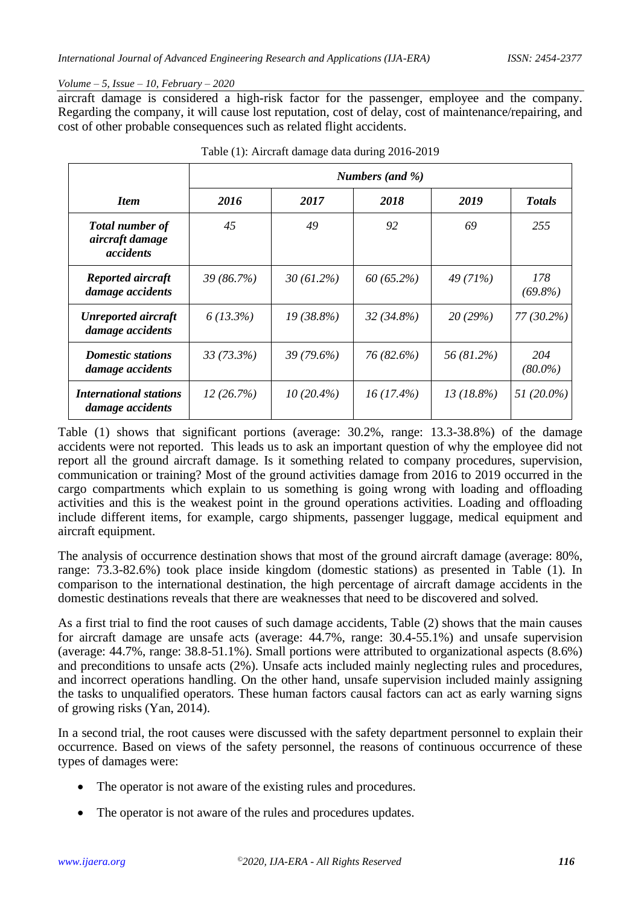aircraft damage is considered a high-risk factor for the passenger, employee and the company. Regarding the company, it will cause lost reputation, cost of delay, cost of maintenance/repairing, and cost of other probable consequences such as related flight accidents.

Table (1): Aircraft damage data during 2016-2019

| *Item* | *Numbers (and %)* | | | | |
|---|---|---|---|---|---|
| | ***2016*** | ***2017*** | ***2018*** | ***2019*** | ***Totals*** |
| ***Total number of aircraft damage accidents*** | *45* | *49* | *92* | *69* | *255* |
| ***Reported aircraft damage accidents*** | *39 (86.7%)* | *30 (61.2%)* | *60 (65.2%)* | *49 (71%)* | *178 (69.8%)* |
| ***Unreported aircraft damage accidents*** | *6 (13.3%)* | *19 (38.8%)* | *32 (34.8%)* | *20 (29%)* | *77 (30.2%)* |
| ***Domestic stations damage accidents*** | *33 (73.3%)* | *39 (79.6%)* | *76 (82.6%)* | *56 (81.2%)* | *204 (80.0%)* |
| ***International stations damage accidents*** | *12 (26.7%)* | *10 (20.4%)* | *16 (17.4%)* | *13 (18.8%)* | *51 (20.0%)* |

Table (1) shows that significant portions (average: 30.2%, range: 13.3-38.8%) of the damage accidents were not reported. This leads us to ask an important question of why the employee did not report all the ground aircraft damage. Is it something related to company procedures, supervision, communication or training? Most of the ground activities damage from 2016 to 2019 occurred in the cargo compartments which explain to us something is going wrong with loading and offloading activities and this is the weakest point in the ground operations activities. Loading and offloading include different items, for example, cargo shipments, passenger luggage, medical equipment and aircraft equipment.

The analysis of occurrence destination shows that most of the ground aircraft damage (average: 80%, range: 73.3-82.6%) took place inside kingdom (domestic stations) as presented in Table (1). In comparison to the international destination, the high percentage of aircraft damage accidents in the domestic destinations reveals that there are weaknesses that need to be discovered and solved.

As a first trial to find the root causes of such damage accidents, Table (2) shows that the main causes for aircraft damage are unsafe acts (average: 44.7%, range: 30.4-55.1%) and unsafe supervision (average: 44.7%, range: 38.8-51.1%). Small portions were attributed to organizational aspects (8.6%) and preconditions to unsafe acts (2%). Unsafe acts included mainly neglecting rules and procedures, and incorrect operations handling. On the other hand, unsafe supervision included mainly assigning the tasks to unqualified operators. These human factors causal factors can act as early warning signs of growing risks (Yan, 2014).

In a second trial, the root causes were discussed with the safety department personnel to explain their occurrence. Based on views of the safety personnel, the reasons of continuous occurrence of these types of damages were:

- The operator is not aware of the existing rules and procedures.
- The operator is not aware of the rules and procedures updates.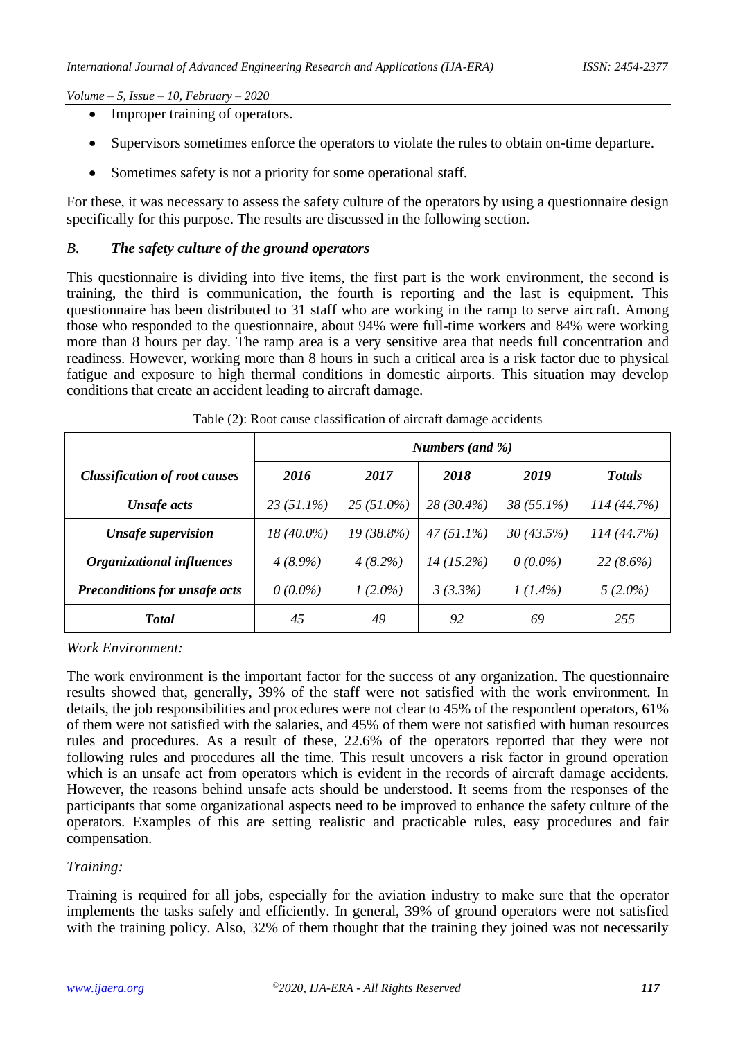- Improper training of operators.
- Supervisors sometimes enforce the operators to violate the rules to obtain on-time departure.
- Sometimes safety is not a priority for some operational staff.

For these, it was necessary to assess the safety culture of the operators by using a questionnaire design specifically for this purpose. The results are discussed in the following section.

### *B. The safety culture of the ground operators*

This questionnaire is dividing into five items, the first part is the work environment, the second is training, the third is communication, the fourth is reporting and the last is equipment. This questionnaire has been distributed to 31 staff who are working in the ramp to serve aircraft. Among those who responded to the questionnaire, about 94% were full-time workers and 84% were working more than 8 hours per day. The ramp area is a very sensitive area that needs full concentration and readiness. However, working more than 8 hours in such a critical area is a risk factor due to physical fatigue and exposure to high thermal conditions in domestic airports. This situation may develop conditions that create an accident leading to aircraft damage.

Table (2): Root cause classification of aircraft damage accidents

| | *Numbers (and %)* | | | | |
|---|---|---|---|---|---|
| ***Classification of root causes*** | ***2016*** | ***2017*** | ***2018*** | ***2019*** | ***Totals*** |
| ***Unsafe acts*** | *23 (51.1%)* | *25 (51.0%)* | *28 (30.4%)* | *38 (55.1%)* | *114 (44.7%)* |
| ***Unsafe supervision*** | *18 (40.0%)* | *19 (38.8%)* | *47 (51.1%)* | *30 (43.5%)* | *114 (44.7%)* |
| ***Organizational influences*** | *4 (8.9%)* | *4 (8.2%)* | *14 (15.2%)* | *0 (0.0%)* | *22 (8.6%)* |
| ***Preconditions for unsafe acts*** | *0 (0.0%)* | *1 (2.0%)* | *3 (3.3%)* | *1 (1.4%)* | *5 (2.0%)* |
| ***Total*** | *45* | *49* | *92* | *69* | *255* |

*Work Environment:*

The work environment is the important factor for the success of any organization. The questionnaire results showed that, generally, 39% of the staff were not satisfied with the work environment. In details, the job responsibilities and procedures were not clear to 45% of the respondent operators, 61% of them were not satisfied with the salaries, and 45% of them were not satisfied with human resources rules and procedures. As a result of these, 22.6% of the operators reported that they were not following rules and procedures all the time. This result uncovers a risk factor in ground operation which is an unsafe act from operators which is evident in the records of aircraft damage accidents. However, the reasons behind unsafe acts should be understood. It seems from the responses of the participants that some organizational aspects need to be improved to enhance the safety culture of the operators. Examples of this are setting realistic and practicable rules, easy procedures and fair compensation.

*Training:*

Training is required for all jobs, especially for the aviation industry to make sure that the operator implements the tasks safely and efficiently. In general, 39% of ground operators were not satisfied with the training policy. Also, 32% of them thought that the training they joined was not necessarily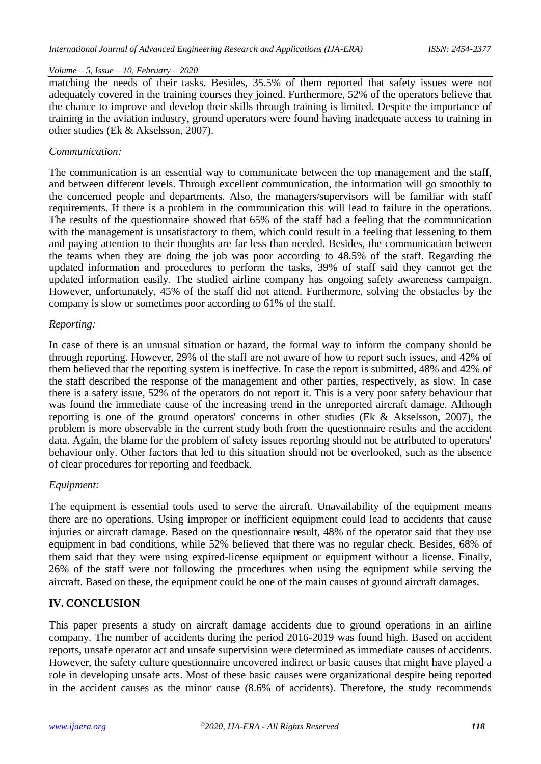matching the needs of their tasks. Besides, 35.5% of them reported that safety issues were not adequately covered in the training courses they joined. Furthermore, 52% of the operators believe that the chance to improve and develop their skills through training is limited. Despite the importance of training in the aviation industry, ground operators were found having inadequate access to training in other studies (Ek & Akselsson, 2007).

*Communication:*

The communication is an essential way to communicate between the top management and the staff, and between different levels. Through excellent communication, the information will go smoothly to the concerned people and departments. Also, the managers/supervisors will be familiar with staff requirements. If there is a problem in the communication this will lead to failure in the operations. The results of the questionnaire showed that 65% of the staff had a feeling that the communication with the management is unsatisfactory to them, which could result in a feeling that lessening to them and paying attention to their thoughts are far less than needed. Besides, the communication between the teams when they are doing the job was poor according to 48.5% of the staff. Regarding the updated information and procedures to perform the tasks, 39% of staff said they cannot get the updated information easily. The studied airline company has ongoing safety awareness campaign. However, unfortunately, 45% of the staff did not attend. Furthermore, solving the obstacles by the company is slow or sometimes poor according to 61% of the staff.

*Reporting:*

In case of there is an unusual situation or hazard, the formal way to inform the company should be through reporting. However, 29% of the staff are not aware of how to report such issues, and 42% of them believed that the reporting system is ineffective. In case the report is submitted, 48% and 42% of the staff described the response of the management and other parties, respectively, as slow. In case there is a safety issue, 52% of the operators do not report it. This is a very poor safety behaviour that was found the immediate cause of the increasing trend in the unreported aircraft damage. Although reporting is one of the ground operators' concerns in other studies (Ek & Akselsson, 2007), the problem is more observable in the current study both from the questionnaire results and the accident data. Again, the blame for the problem of safety issues reporting should not be attributed to operators' behaviour only. Other factors that led to this situation should not be overlooked, such as the absence of clear procedures for reporting and feedback.

*Equipment:*

The equipment is essential tools used to serve the aircraft. Unavailability of the equipment means there are no operations. Using improper or inefficient equipment could lead to accidents that cause injuries or aircraft damage. Based on the questionnaire result, 48% of the operator said that they use equipment in bad conditions, while 52% believed that there was no regular check. Besides, 68% of them said that they were using expired-license equipment or equipment without a license. Finally, 26% of the staff were not following the procedures when using the equipment while serving the aircraft. Based on these, the equipment could be one of the main causes of ground aircraft damages.

## IV. CONCLUSION

This paper presents a study on aircraft damage accidents due to ground operations in an airline company. The number of accidents during the period 2016-2019 was found high. Based on accident reports, unsafe operator act and unsafe supervision were determined as immediate causes of accidents. However, the safety culture questionnaire uncovered indirect or basic causes that might have played a role in developing unsafe acts. Most of these basic causes were organizational despite being reported in the accident causes as the minor cause (8.6% of accidents). Therefore, the study recommends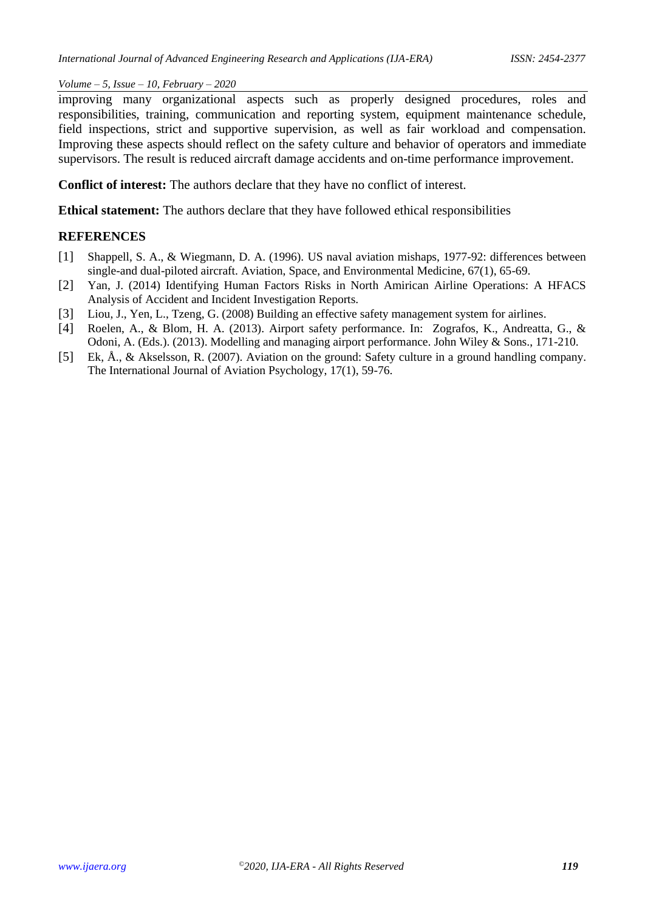improving many organizational aspects such as properly designed procedures, roles and responsibilities, training, communication and reporting system, equipment maintenance schedule, field inspections, strict and supportive supervision, as well as fair workload and compensation. Improving these aspects should reflect on the safety culture and behavior of operators and immediate supervisors. The result is reduced aircraft damage accidents and on-time performance improvement.

**Conflict of interest:** The authors declare that they have no conflict of interest.

**Ethical statement:** The authors declare that they have followed ethical responsibilities

## REFERENCES

[1] Shappell, S. A., & Wiegmann, D. A. (1996). US naval aviation mishaps, 1977-92: differences between single-and dual-piloted aircraft. Aviation, Space, and Environmental Medicine, 67(1), 65-69.

[2] Yan, J. (2014) Identifying Human Factors Risks in North Amirican Airline Operations: A HFACS Analysis of Accident and Incident Investigation Reports.

[3] Liou, J., Yen, L., Tzeng, G. (2008) Building an effective safety management system for airlines.

[4] Roelen, A., & Blom, H. A. (2013). Airport safety performance. In: Zografos, K., Andreatta, G., & Odoni, A. (Eds.). (2013). Modelling and managing airport performance. John Wiley & Sons., 171-210.

[5] Ek, Å., & Akselsson, R. (2007). Aviation on the ground: Safety culture in a ground handling company. The International Journal of Aviation Psychology, 17(1), 59-76.